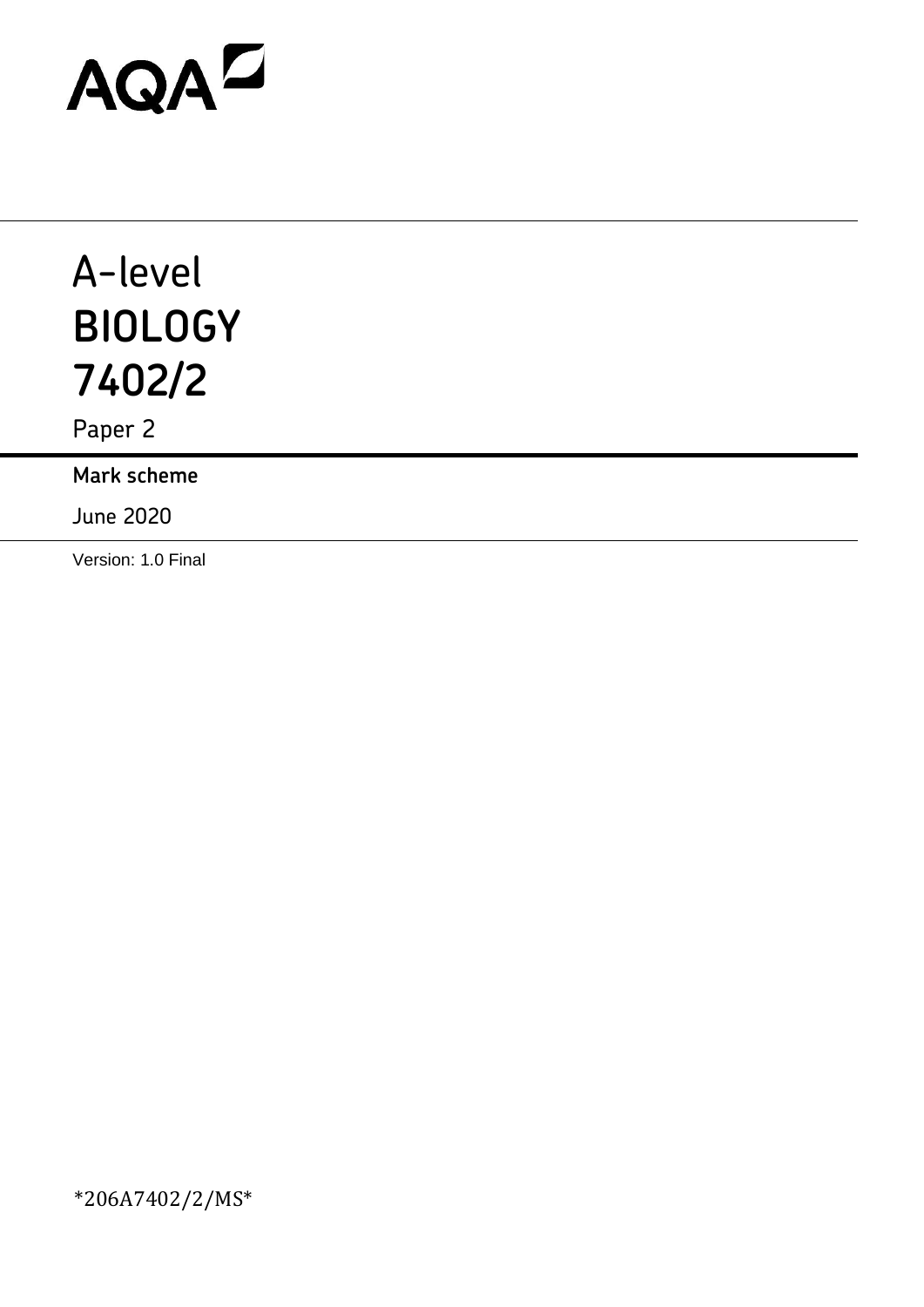AQA

# A-level
# BIOLOGY
# 7402/2

Paper 2

**Mark scheme**

June 2020

Version: 1.0 Final

*206A7402/2/MS*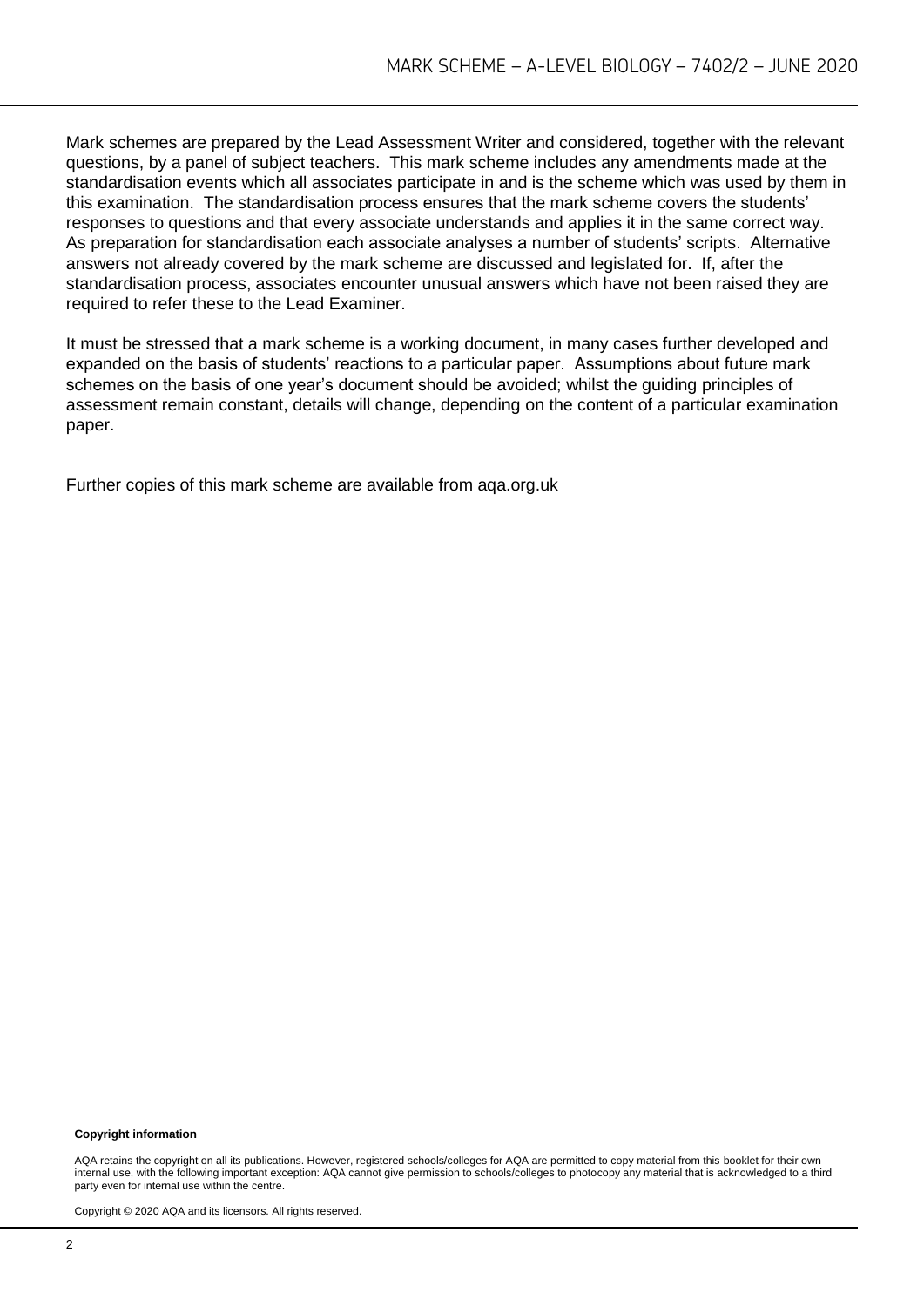Mark schemes are prepared by the Lead Assessment Writer and considered, together with the relevant questions, by a panel of subject teachers. This mark scheme includes any amendments made at the standardisation events which all associates participate in and is the scheme which was used by them in this examination. The standardisation process ensures that the mark scheme covers the students' responses to questions and that every associate understands and applies it in the same correct way. As preparation for standardisation each associate analyses a number of students' scripts. Alternative answers not already covered by the mark scheme are discussed and legislated for. If, after the standardisation process, associates encounter unusual answers which have not been raised they are required to refer these to the Lead Examiner.

It must be stressed that a mark scheme is a working document, in many cases further developed and expanded on the basis of students' reactions to a particular paper. Assumptions about future mark schemes on the basis of one year's document should be avoided; whilst the guiding principles of assessment remain constant, details will change, depending on the content of a particular examination paper.

Further copies of this mark scheme are available from aqa.org.uk

**Copyright information**

AQA retains the copyright on all its publications. However, registered schools/colleges for AQA are permitted to copy material from this booklet for their own internal use, with the following important exception: AQA cannot give permission to schools/colleges to photocopy any material that is acknowledged to a third party even for internal use within the centre.

Copyright © 2020 AQA and its licensors. All rights reserved.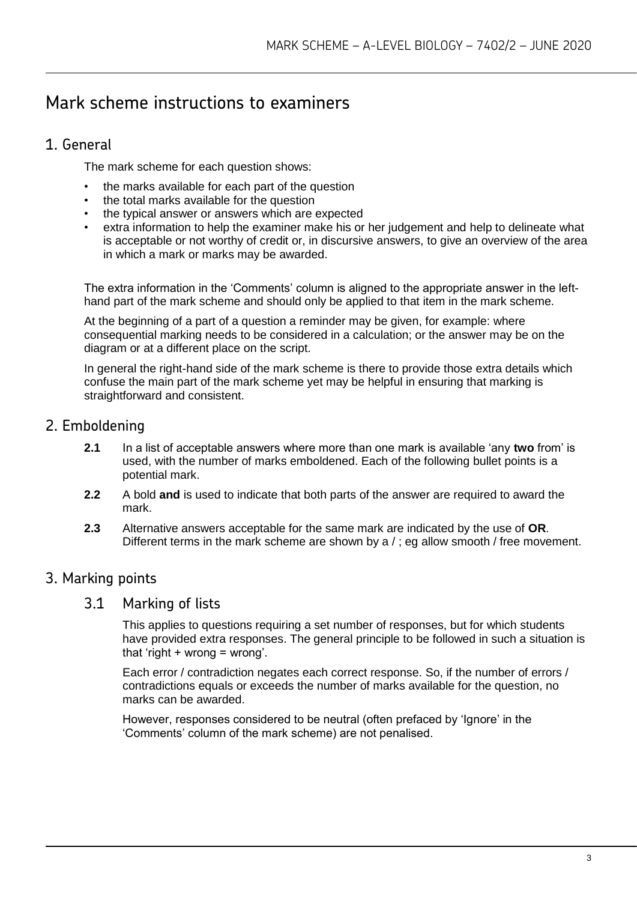# Mark scheme instructions to examiners

## 1. General

The mark scheme for each question shows:

- the marks available for each part of the question
- the total marks available for the question
- the typical answer or answers which are expected
- extra information to help the examiner make his or her judgement and help to delineate what is acceptable or not worthy of credit or, in discursive answers, to give an overview of the area in which a mark or marks may be awarded.

The extra information in the 'Comments' column is aligned to the appropriate answer in the left-hand part of the mark scheme and should only be applied to that item in the mark scheme.

At the beginning of a part of a question a reminder may be given, for example: where consequential marking needs to be considered in a calculation; or the answer may be on the diagram or at a different place on the script.

In general the right-hand side of the mark scheme is there to provide those extra details which confuse the main part of the mark scheme yet may be helpful in ensuring that marking is straightforward and consistent.

## 2. Emboldening

**2.1** In a list of acceptable answers where more than one mark is available 'any **two** from' is used, with the number of marks emboldened. Each of the following bullet points is a potential mark.

**2.2** A bold **and** is used to indicate that both parts of the answer are required to award the mark.

**2.3** Alternative answers acceptable for the same mark are indicated by the use of **OR**. Different terms in the mark scheme are shown by a / ; eg allow smooth / free movement.

## 3. Marking points

### 3.1 Marking of lists

This applies to questions requiring a set number of responses, but for which students have provided extra responses. The general principle to be followed in such a situation is that 'right + wrong = wrong'.

Each error / contradiction negates each correct response. So, if the number of errors / contradictions equals or exceeds the number of marks available for the question, no marks can be awarded.

However, responses considered to be neutral (often prefaced by 'Ignore' in the 'Comments' column of the mark scheme) are not penalised.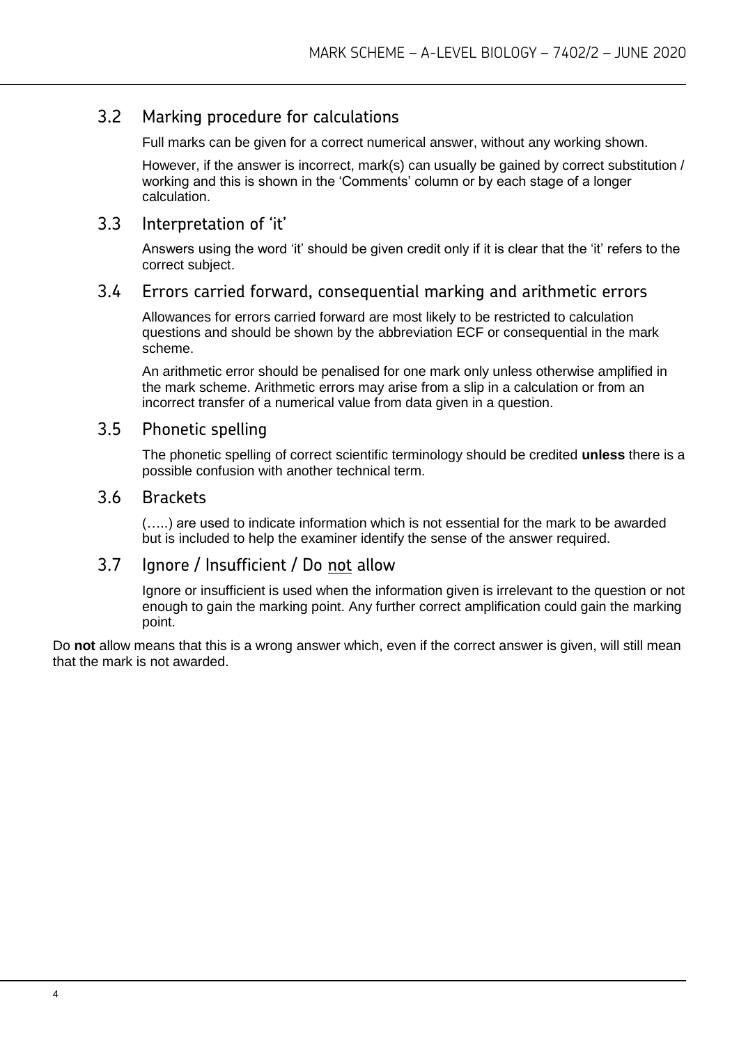## 3.2 Marking procedure for calculations

Full marks can be given for a correct numerical answer, without any working shown.

However, if the answer is incorrect, mark(s) can usually be gained by correct substitution / working and this is shown in the 'Comments' column or by each stage of a longer calculation.

## 3.3 Interpretation of 'it'

Answers using the word 'it' should be given credit only if it is clear that the 'it' refers to the correct subject.

## 3.4 Errors carried forward, consequential marking and arithmetic errors

Allowances for errors carried forward are most likely to be restricted to calculation questions and should be shown by the abbreviation ECF or consequential in the mark scheme.

An arithmetic error should be penalised for one mark only unless otherwise amplified in the mark scheme. Arithmetic errors may arise from a slip in a calculation or from an incorrect transfer of a numerical value from data given in a question.

## 3.5 Phonetic spelling

The phonetic spelling of correct scientific terminology should be credited **unless** there is a possible confusion with another technical term.

## 3.6 Brackets

(…..) are used to indicate information which is not essential for the mark to be awarded but is included to help the examiner identify the sense of the answer required.

## 3.7 Ignore / Insufficient / Do not allow

Ignore or insufficient is used when the information given is irrelevant to the question or not enough to gain the marking point. Any further correct amplification could gain the marking point.

Do **not** allow means that this is a wrong answer which, even if the correct answer is given, will still mean that the mark is not awarded.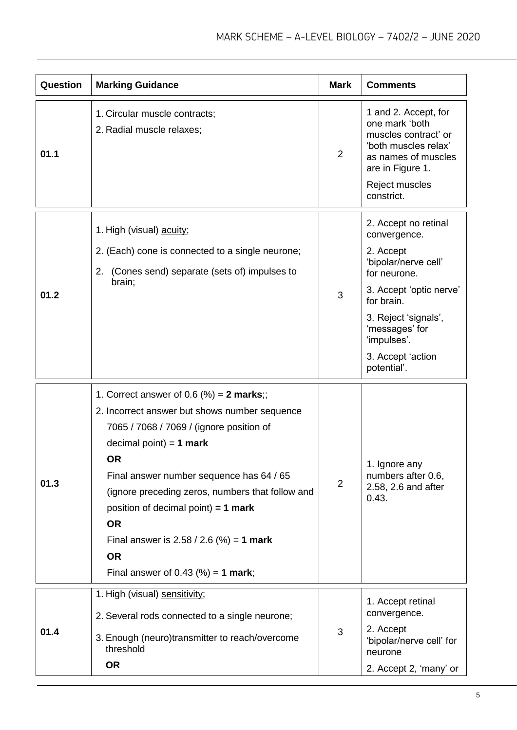| Question | Marking Guidance | Mark | Comments |
|---|---|---|---|
| 01.1 | 1. Circular muscle contracts;<br>2. Radial muscle relaxes; | 2 | 1 and 2. Accept, for one mark 'both muscles contract' or 'both muscles relax' as names of muscles are in Figure 1.<br>Reject muscles constrict. |
| 01.2 | 1. High (visual) acuity;<br>2. (Each) cone is connected to a single neurone;<br>2. (Cones send) separate (sets of) impulses to brain; | 3 | 2. Accept no retinal convergence.<br>2. Accept 'bipolar/nerve cell' for neurone.<br>3. Accept 'optic nerve' for brain.<br>3. Reject 'signals', 'messages' for 'impulses'.<br>3. Accept 'action potential'. |
| 01.3 | 1. Correct answer of 0.6 (%) = **2 marks**;;<br>2. Incorrect answer but shows number sequence 7065 / 7068 / 7069 / (ignore position of decimal point) = **1 mark**<br>**OR**<br>Final answer number sequence has 64 / 65 (ignore preceding zeros, numbers that follow and position of decimal point) **= 1 mark**<br>**OR**<br>Final answer is 2.58 / 2.6 (%) = **1 mark**<br>**OR**<br>Final answer of 0.43 (%) = **1 mark**; | 2 | 1. Ignore any numbers after 0.6, 2.58, 2.6 and after 0.43. |
| 01.4 | 1. High (visual) sensitivity;<br>2. Several rods connected to a single neurone;<br>3. Enough (neuro)transmitter to reach/overcome threshold<br>**OR** | 3 | 1. Accept retinal convergence.<br>2. Accept 'bipolar/nerve cell' for neurone<br>2. Accept 2, 'many' or |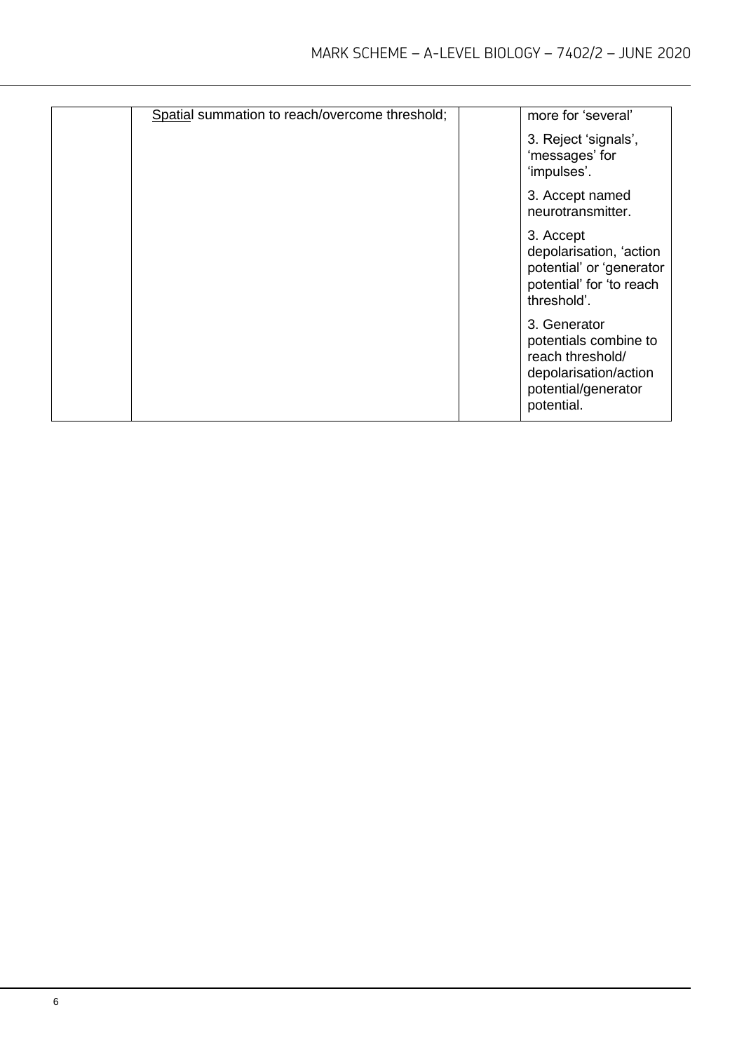| | | | |
|---|---|---|---|
| | <u>Spatia</u>l summation to reach/overcome threshold; | | more for 'several'<br><br>3. Reject 'signals', 'messages' for 'impulses'.<br><br>3. Accept named neurotransmitter.<br><br>3. Accept depolarisation, 'action potential' or 'generator potential' for 'to reach threshold'.<br><br>3. Generator potentials combine to reach threshold/ depolarisation/action potential/generator potential. |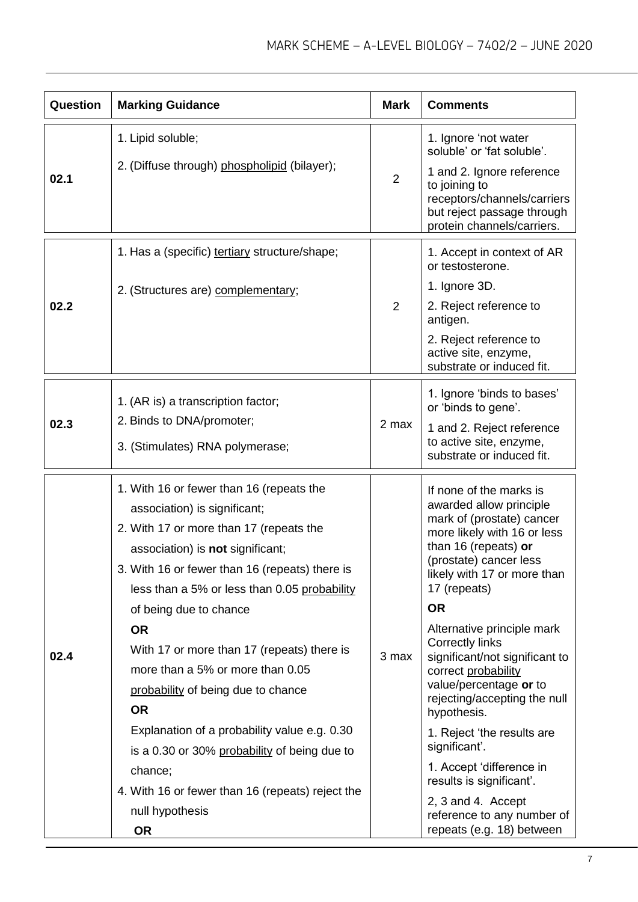| Question | Marking Guidance | Mark | Comments |
|---|---|---|---|
| 02.1 | 1. Lipid soluble;<br>2. (Diffuse through) phospholipid (bilayer); | 2 | 1. Ignore 'not water soluble' or 'fat soluble'.<br>1 and 2. Ignore reference to joining to receptors/channels/carriers but reject passage through protein channels/carriers. |
| 02.2 | 1. Has a (specific) tertiary structure/shape;<br>2. (Structures are) complementary; | 2 | 1. Accept in context of AR or testosterone.<br>1. Ignore 3D.<br>2. Reject reference to antigen.<br>2. Reject reference to active site, enzyme, substrate or induced fit. |
| 02.3 | 1. (AR is) a transcription factor;<br>2. Binds to DNA/promoter;<br>3. (Stimulates) RNA polymerase; | 2 max | 1. Ignore 'binds to bases' or 'binds to gene'.<br>1 and 2. Reject reference to active site, enzyme, substrate or induced fit. |
| 02.4 | 1. With 16 or fewer than 16 (repeats the association) is significant;<br>2. With 17 or more than 17 (repeats the association) is **not** significant;<br>3. With 16 or fewer than 16 (repeats) there is less than a 5% or less than 0.05 probability of being due to chance<br>**OR**<br>With 17 or more than 17 (repeats) there is more than a 5% or more than 0.05 probability of being due to chance<br>**OR**<br>Explanation of a probability value e.g. 0.30 is a 0.30 or 30% probability of being due to chance;<br>4. With 16 or fewer than 16 (repeats) reject the null hypothesis<br>**OR** | 3 max | If none of the marks is awarded allow principle mark of (prostate) cancer more likely with 16 or less than 16 (repeats) **or** (prostate) cancer less likely with 17 or more than 17 (repeats)<br>**OR**<br>Alternative principle mark Correctly links significant/not significant to correct probability value/percentage **or** to rejecting/accepting the null hypothesis.<br>1. Reject 'the results are significant'.<br>1. Accept 'difference in results is significant'.<br>2, 3 and 4. Accept reference to any number of repeats (e.g. 18) between |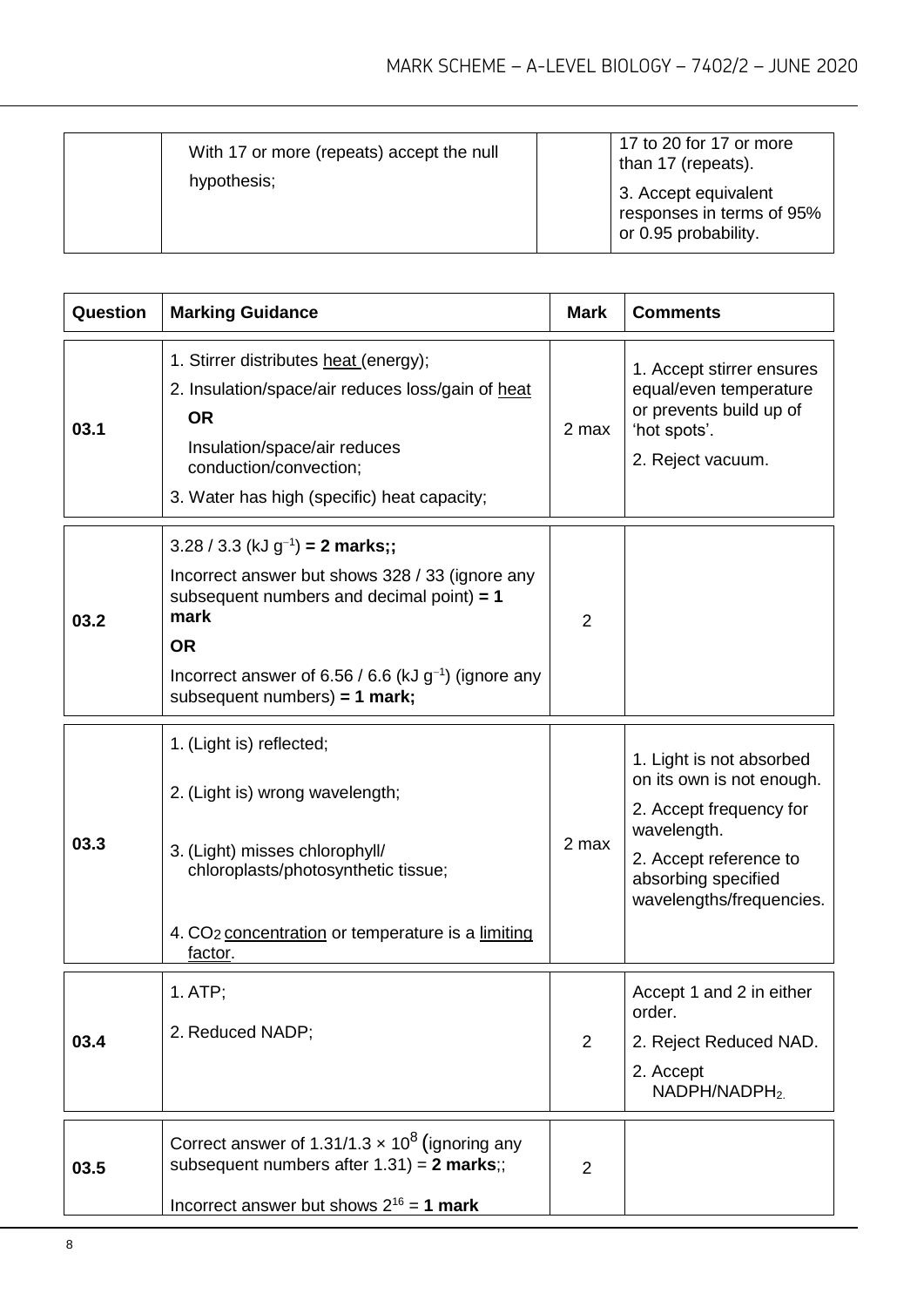| | | | |
|---|---|---|---|
| | With 17 or more (repeats) accept the null hypothesis; | | 17 to 20 for 17 or more than 17 (repeats).<br>3. Accept equivalent responses in terms of 95% or 0.95 probability. |

| Question | Marking Guidance | Mark | Comments |
|---|---|---|---|
| 03.1 | 1. Stirrer distributes heat (energy);<br>2. Insulation/space/air reduces loss/gain of heat<br>**OR**<br>Insulation/space/air reduces conduction/convection;<br>3. Water has high (specific) heat capacity; | 2 max | 1. Accept stirrer ensures equal/even temperature or prevents build up of 'hot spots'.<br>2. Reject vacuum. |
| 03.2 | 3.28 / 3.3 (kJ $g^{-1}$) **= 2 marks;;**<br>Incorrect answer but shows 328 / 33 (ignore any subsequent numbers and decimal point) **= 1 mark**<br>**OR**<br>Incorrect answer of 6.56 / 6.6 (kJ $g^{-1}$) (ignore any subsequent numbers) **= 1 mark;** | 2 | |
| 03.3 | 1. (Light is) reflected;<br>2. (Light is) wrong wavelength;<br>3. (Light) misses chlorophyll/ chloroplasts/photosynthetic tissue;<br>4. $CO_2$ concentration or temperature is a limiting factor. | 2 max | 1. Light is not absorbed on its own is not enough.<br>2. Accept frequency for wavelength.<br>2. Accept reference to absorbing specified wavelengths/frequencies. |
| 03.4 | 1. ATP;<br>2. Reduced NADP; | 2 | Accept 1 and 2 in either order.<br>2. Reject Reduced NAD.<br>2. Accept NADPH/$NADPH_2$. |
| 03.5 | Correct answer of 1.31/1.3 × $10^8$ (ignoring any subsequent numbers after 1.31) = **2 marks**;;<br>Incorrect answer but shows $2^{16}$ = **1 mark** | 2 | |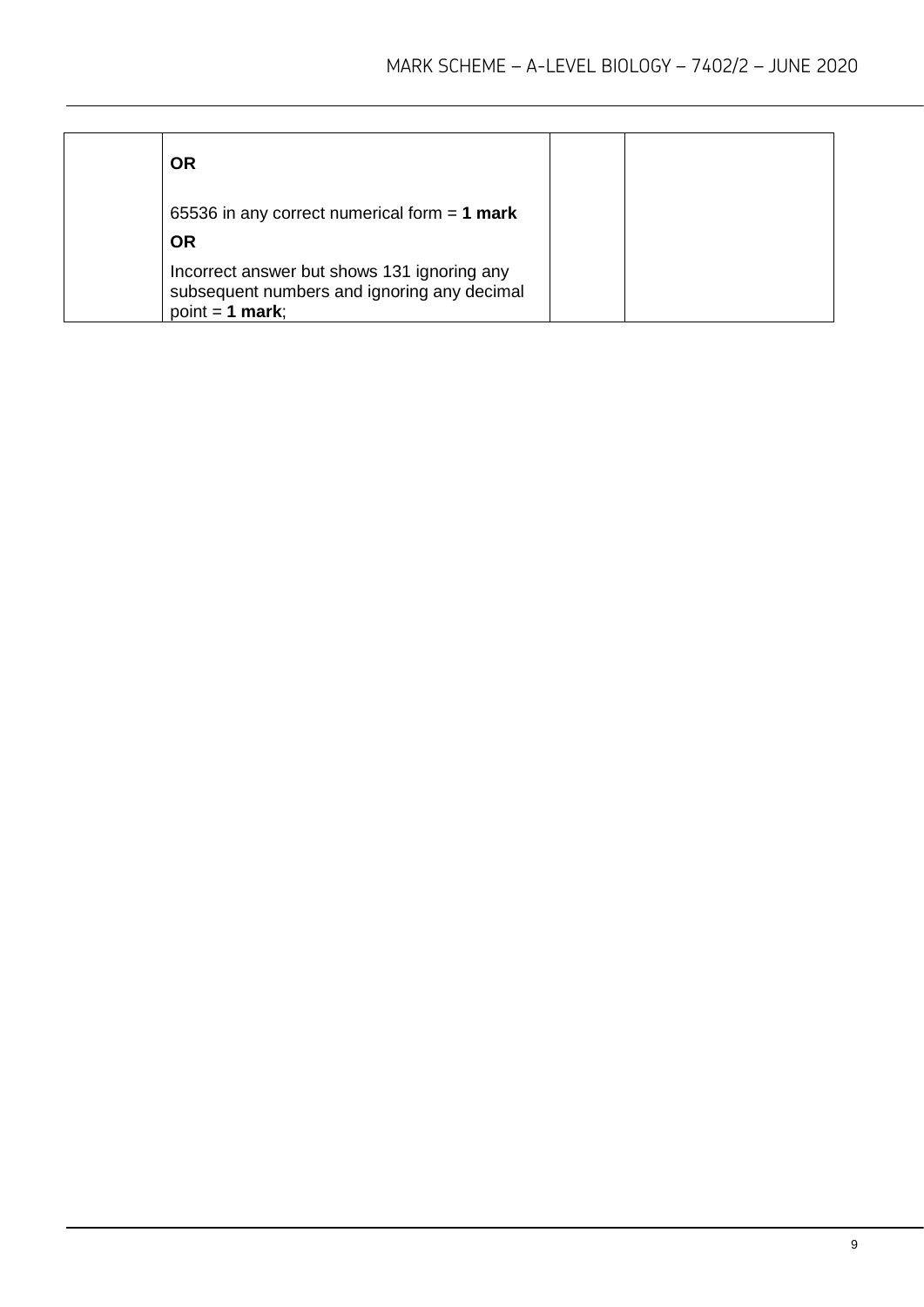| | | | |
|---|---|---|---|
| | **OR**<br><br>65536 in any correct numerical form = **1 mark**<br>**OR**<br>Incorrect answer but shows 131 ignoring any subsequent numbers and ignoring any decimal point = **1 mark**; | | |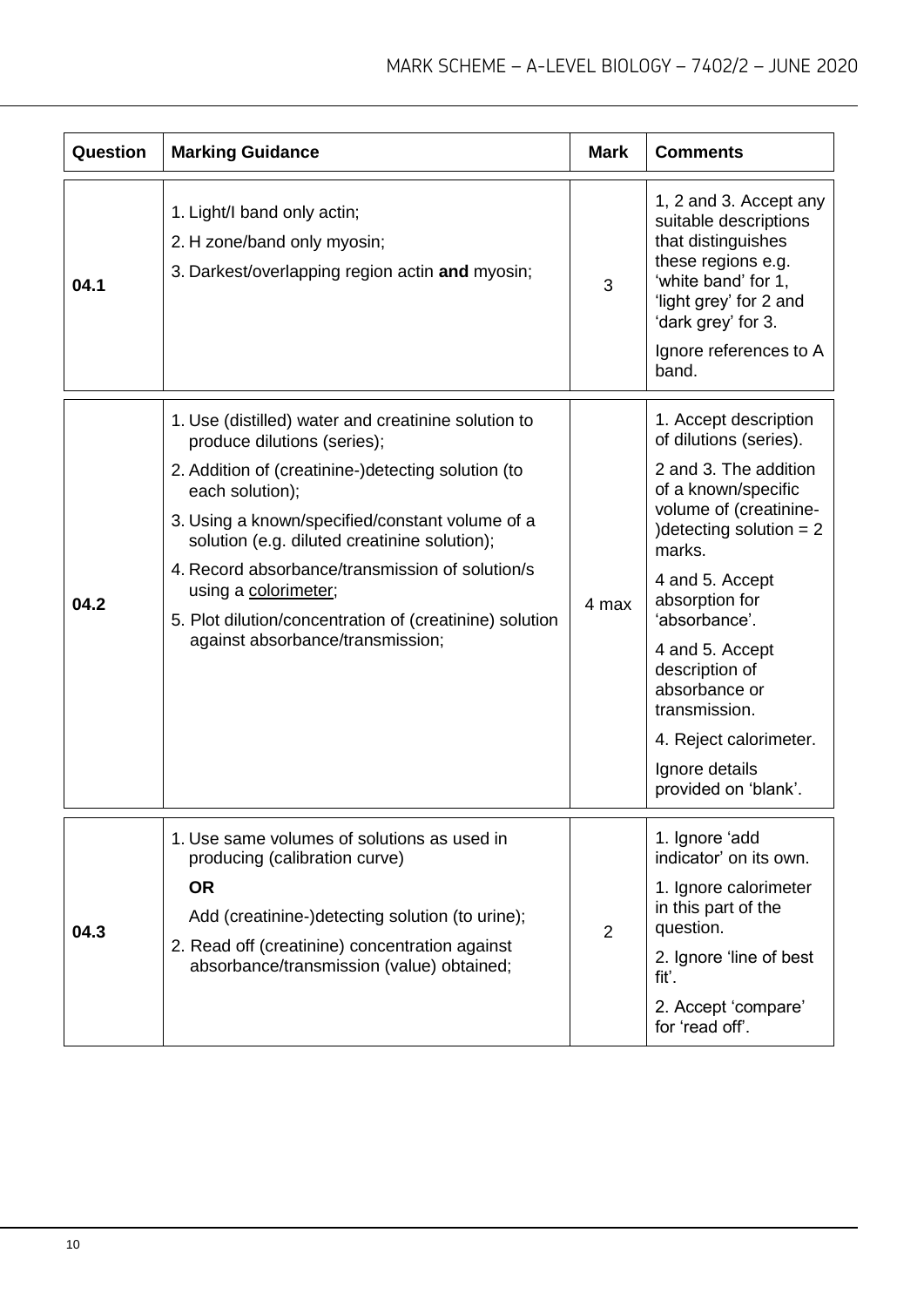| Question | Marking Guidance | Mark | Comments |
|---|---|---|---|
| 04.1 | 1. Light/I band only actin;<br>2. H zone/band only myosin;<br>3. Darkest/overlapping region actin **and** myosin; | 3 | 1, 2 and 3. Accept any suitable descriptions that distinguishes these regions e.g. 'white band' for 1, 'light grey' for 2 and 'dark grey' for 3.<br>Ignore references to A band. |
| 04.2 | 1. Use (distilled) water and creatinine solution to produce dilutions (series);<br>2. Addition of (creatinine-)detecting solution (to each solution);<br>3. Using a known/specified/constant volume of a solution (e.g. diluted creatinine solution);<br>4. Record absorbance/transmission of solution/s using a colorimeter;<br>5. Plot dilution/concentration of (creatinine) solution against absorbance/transmission; | 4 max | 1. Accept description of dilutions (series).<br>2 and 3. The addition of a known/specific volume of (creatinine-)detecting solution = 2 marks.<br>4 and 5. Accept absorption for 'absorbance'.<br>4 and 5. Accept description of absorbance or transmission.<br>4. Reject calorimeter.<br>Ignore details provided on 'blank'. |
| 04.3 | 1. Use same volumes of solutions as used in producing (calibration curve)<br>**OR**<br>Add (creatinine-)detecting solution (to urine);<br>2. Read off (creatinine) concentration against absorbance/transmission (value) obtained; | 2 | 1. Ignore 'add indicator' on its own.<br>1. Ignore calorimeter in this part of the question.<br>2. Ignore 'line of best fit'.<br>2. Accept 'compare' for 'read off'. |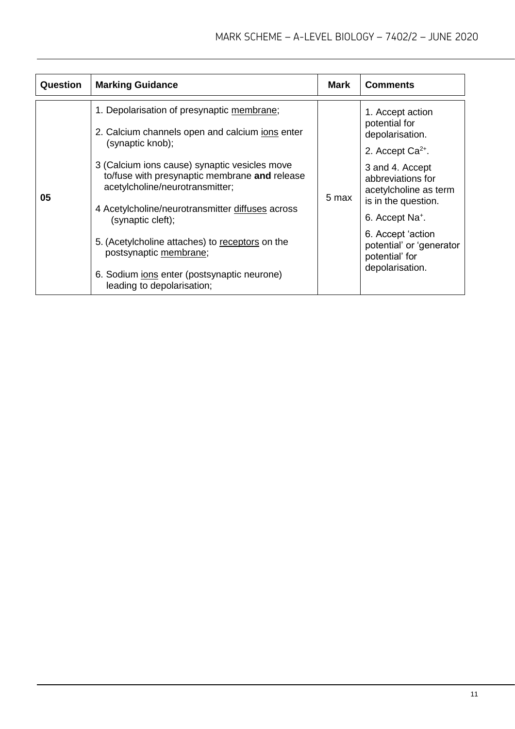| Question | Marking Guidance | Mark | Comments |
|---|---|---|---|
| 05 | 1. Depolarisation of presynaptic membrane;<br><br>2. Calcium channels open and calcium ions enter (synaptic knob);<br><br>3 (Calcium ions cause) synaptic vesicles move to/fuse with presynaptic membrane **and** release acetylcholine/neurotransmitter;<br><br>4 Acetylcholine/neurotransmitter diffuses across (synaptic cleft);<br><br>5. (Acetylcholine attaches) to receptors on the postsynaptic membrane;<br><br>6. Sodium ions enter (postsynaptic neurone) leading to depolarisation; | 5 max | 1. Accept action potential for depolarisation.<br><br>2. Accept $Ca^{2+}$.<br><br>3 and 4. Accept abbreviations for acetylcholine as term is in the question.<br><br>6. Accept $Na^{+}$.<br><br>6. Accept 'action potential' or 'generator potential' for depolarisation. |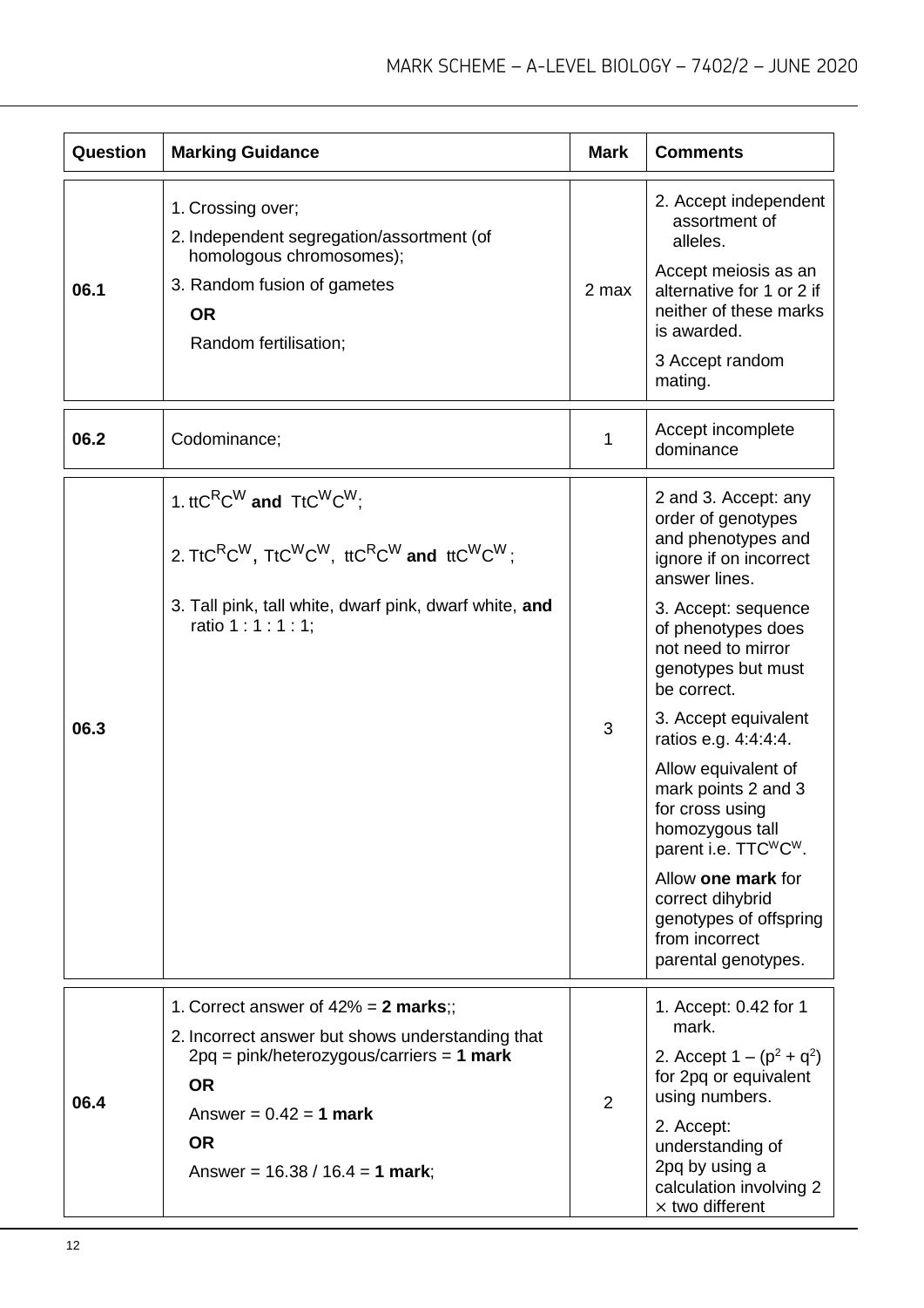| Question | Marking Guidance | Mark | Comments |
| --- | --- | --- | --- |
| 06.1 | 1. Crossing over;<br>2. Independent segregation/assortment (of homologous chromosomes);<br>3. Random fusion of gametes<br>**OR**<br>Random fertilisation; | 2 max | 2. Accept independent assortment of alleles.<br>Accept meiosis as an alternative for 1 or 2 if neither of these marks is awarded.<br>3 Accept random mating. |
| 06.2 | Codominance; | 1 | Accept incomplete dominance |
| 06.3 | 1. $ttC^RC^W$ **and** $TtC^WC^W$;<br>2. $TtC^RC^W$, $TtC^WC^W$, $ttC^RC^W$ **and** $ttC^WC^W$;<br>3. Tall pink, tall white, dwarf pink, dwarf white, **and** ratio 1 : 1 : 1 : 1; | 3 | 2 and 3. Accept: any order of genotypes and phenotypes and ignore if on incorrect answer lines.<br>3. Accept: sequence of phenotypes does not need to mirror genotypes but must be correct.<br>3. Accept equivalent ratios e.g. 4:4:4:4.<br>Allow equivalent of mark points 2 and 3 for cross using homozygous tall parent i.e. $TTC^WC^W$.<br>Allow **one mark** for correct dihybrid genotypes of offspring from incorrect parental genotypes. |
| 06.4 | 1. Correct answer of 42% = **2 marks**;;<br>2. Incorrect answer but shows understanding that 2pq = pink/heterozygous/carriers = **1 mark**<br>**OR**<br>Answer = 0.42 = **1 mark**<br>**OR**<br>Answer = 16.38 / 16.4 = **1 mark**; | 2 | 1. Accept: 0.42 for 1 mark.<br>2. Accept $1 - (p^2 + q^2)$ for 2pq or equivalent using numbers.<br>2. Accept: understanding of 2pq by using a calculation involving 2 × two different |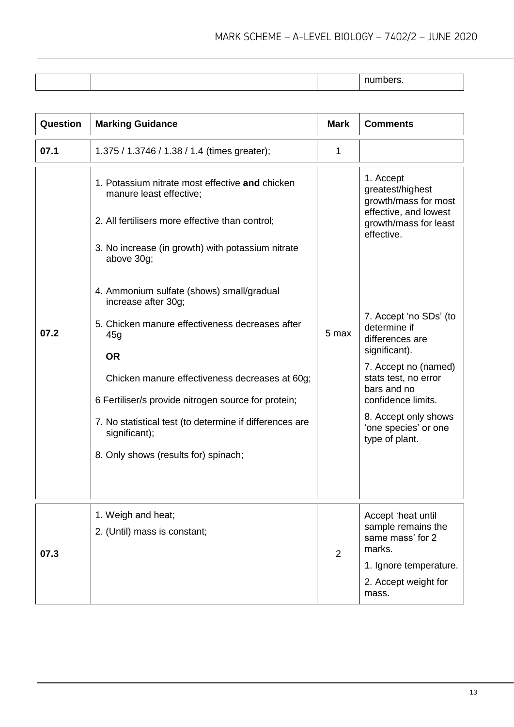| | | | numbers. |
|---|---|---|---|

| Question | Marking Guidance | Mark | Comments |
|---|---|---|---|
| 07.1 | 1.375 / 1.3746 / 1.38 / 1.4 (times greater); | 1 | |
| 07.2 | 1. Potassium nitrate most effective **and** chicken manure least effective;<br><br>2. All fertilisers more effective than control;<br><br>3. No increase (in growth) with potassium nitrate above 30g;<br><br>4. Ammonium sulfate (shows) small/gradual increase after 30g;<br><br>5. Chicken manure effectiveness decreases after 45g<br>**OR**<br>Chicken manure effectiveness decreases at 60g;<br><br>6 Fertiliser/s provide nitrogen source for protein;<br><br>7. No statistical test (to determine if differences are significant);<br><br>8. Only shows (results for) spinach; | 5 max | 1. Accept greatest/highest growth/mass for most effective, and lowest growth/mass for least effective.<br><br>7. Accept 'no SDs' (to determine if differences are significant).<br><br>7. Accept no (named) stats test, no error bars and no confidence limits.<br><br>8. Accept only shows 'one species' or one type of plant. |
| 07.3 | 1. Weigh and heat;<br>2. (Until) mass is constant; | 2 | Accept 'heat until sample remains the same mass' for 2 marks.<br><br>1. Ignore temperature.<br><br>2. Accept weight for mass. |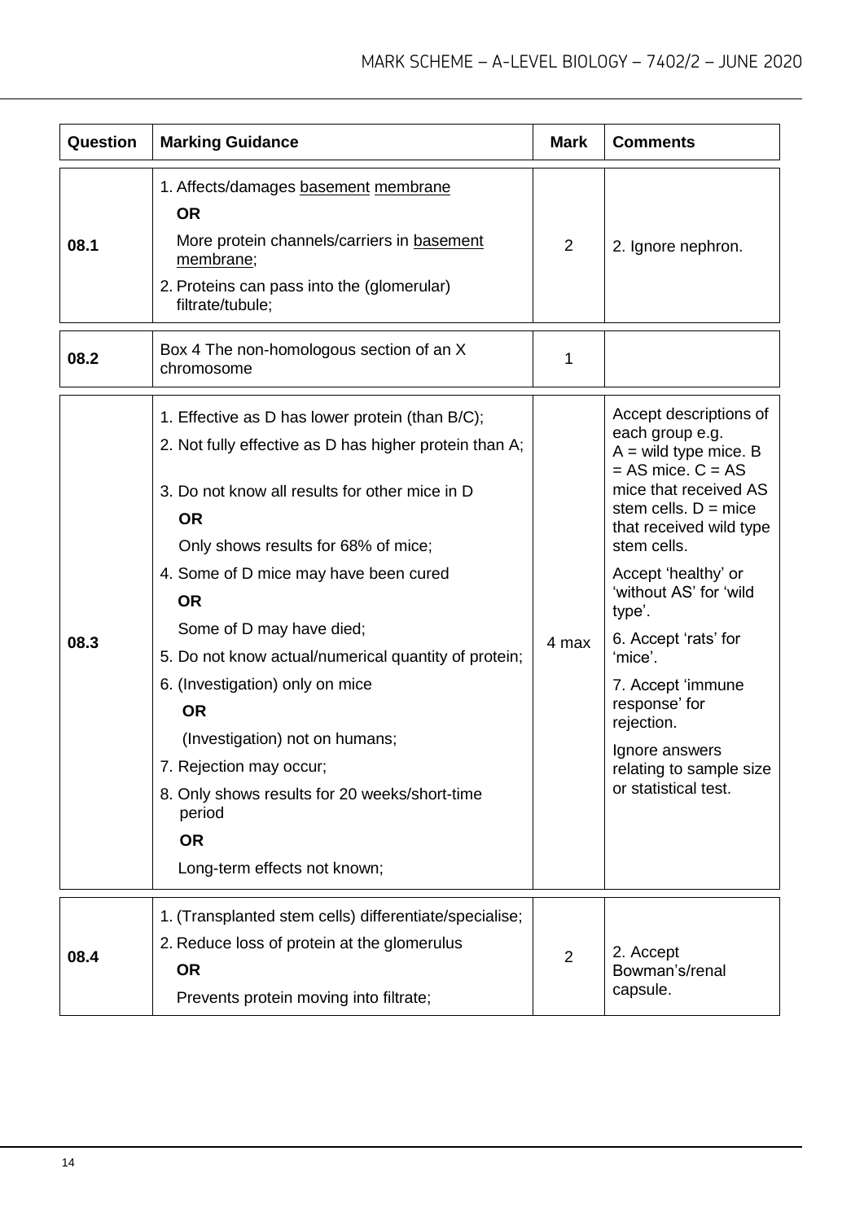| Question | Marking Guidance | Mark | Comments |
|---|---|---|---|
| 08.1 | 1. Affects/damages basement membrane<br>**OR**<br>More protein channels/carriers in basement membrane;<br>2. Proteins can pass into the (glomerular) filtrate/tubule; | 2 | 2. Ignore nephron. |
| 08.2 | Box 4 The non-homologous section of an X chromosome | 1 | |
| 08.3 | 1. Effective as D has lower protein (than B/C);<br>2. Not fully effective as D has higher protein than A;<br>3. Do not know all results for other mice in D<br>**OR**<br>Only shows results for 68% of mice;<br>4. Some of D mice may have been cured<br>**OR**<br>Some of D may have died;<br>5. Do not know actual/numerical quantity of protein;<br>6. (Investigation) only on mice<br>**OR**<br>(Investigation) not on humans;<br>7. Rejection may occur;<br>8. Only shows results for 20 weeks/short-time period<br>**OR**<br>Long-term effects not known; | 4 max | Accept descriptions of each group e.g. A = wild type mice. B = AS mice. C = AS mice that received AS stem cells. D = mice that received wild type stem cells.<br>Accept 'healthy' or 'without AS' for 'wild type'.<br>6. Accept 'rats' for 'mice'.<br>7. Accept 'immune response' for rejection.<br>Ignore answers relating to sample size or statistical test. |
| 08.4 | 1. (Transplanted stem cells) differentiate/specialise;<br>2. Reduce loss of protein at the glomerulus<br>**OR**<br>Prevents protein moving into filtrate; | 2 | 2. Accept Bowman's/renal capsule. |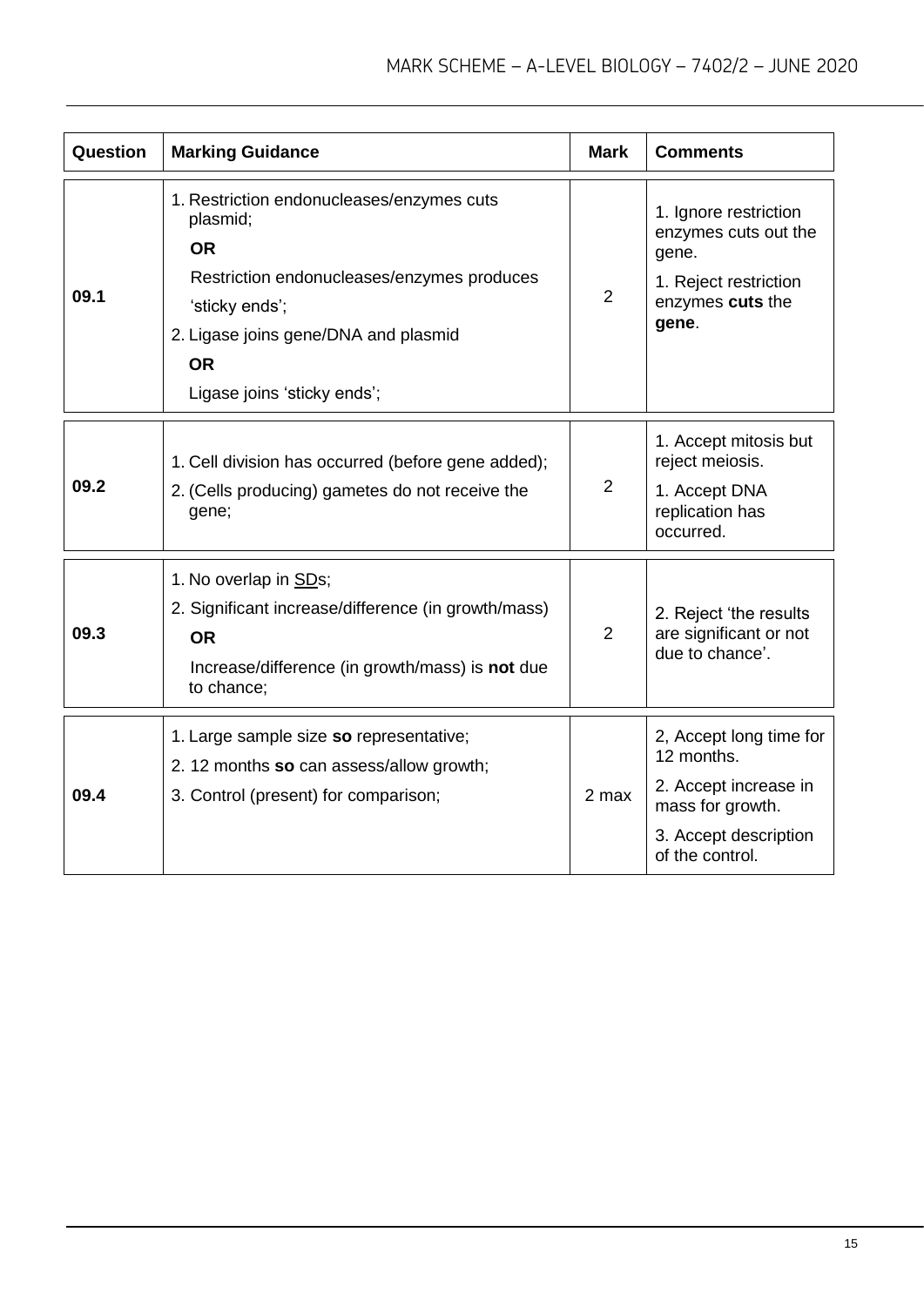| Question | Marking Guidance | Mark | Comments |
|---|---|---|---|
| 09.1 | 1. Restriction endonucleases/enzymes cuts plasmid;<br>**OR**<br>Restriction endonucleases/enzymes produces 'sticky ends';<br>2. Ligase joins gene/DNA and plasmid<br>**OR**<br>Ligase joins 'sticky ends'; | 2 | 1. Ignore restriction enzymes cuts out the gene.<br>1. Reject restriction enzymes **cuts** the **gene**. |
| 09.2 | 1. Cell division has occurred (before gene added);<br>2. (Cells producing) gametes do not receive the gene; | 2 | 1. Accept mitosis but reject meiosis.<br>1. Accept DNA replication has occurred. |
| 09.3 | 1. No overlap in SDs;<br>2. Significant increase/difference (in growth/mass)<br>**OR**<br>Increase/difference (in growth/mass) is **not** due to chance; | 2 | 2. Reject 'the results are significant or not due to chance'. |
| 09.4 | 1. Large sample size **so** representative;<br>2. 12 months **so** can assess/allow growth;<br>3. Control (present) for comparison; | 2 max | 2, Accept long time for 12 months.<br>2. Accept increase in mass for growth.<br>3. Accept description of the control. |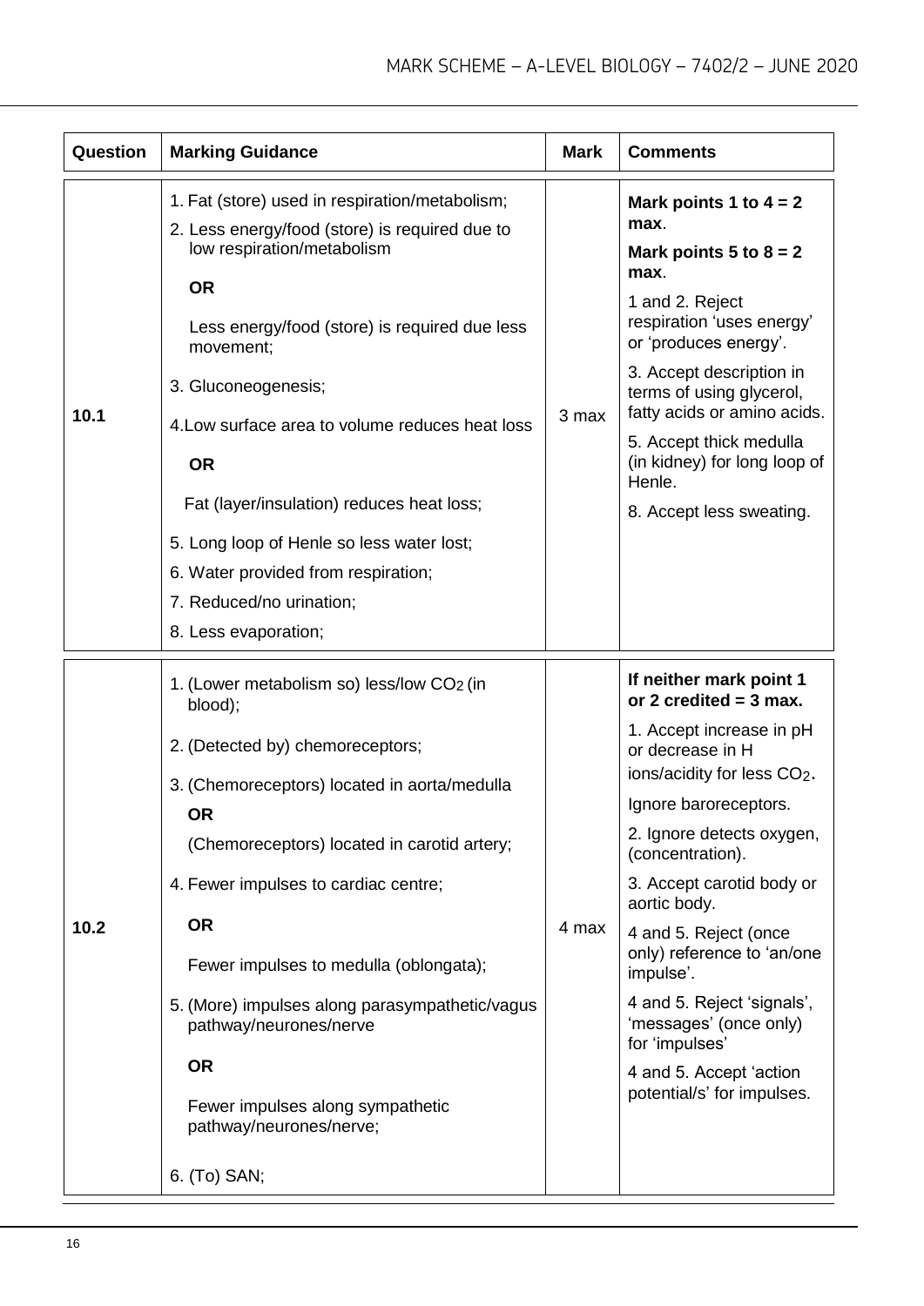| Question | Marking Guidance | Mark | Comments |
| --- | --- | --- | --- |
| 10.1 | 1. Fat (store) used in respiration/metabolism;<br>2. Less energy/food (store) is required due to low respiration/metabolism<br>**OR**<br>Less energy/food (store) is required due less movement;<br>3. Gluconeogenesis;<br>4. Low surface area to volume reduces heat loss<br>**OR**<br>Fat (layer/insulation) reduces heat loss;<br>5. Long loop of Henle so less water lost;<br>6. Water provided from respiration;<br>7. Reduced/no urination;<br>8. Less evaporation; | 3 max | **Mark points 1 to 4 = 2 max**.<br>**Mark points 5 to 8 = 2 max**.<br>1 and 2. Reject respiration 'uses energy' or 'produces energy'.<br>3. Accept description in terms of using glycerol, fatty acids or amino acids.<br>5. Accept thick medulla (in kidney) for long loop of Henle.<br>8. Accept less sweating. |
| 10.2 | 1. (Lower metabolism so) less/low $CO_2$ (in blood);<br>2. (Detected by) chemoreceptors;<br>3. (Chemoreceptors) located in aorta/medulla<br>**OR**<br>(Chemoreceptors) located in carotid artery;<br>4. Fewer impulses to cardiac centre;<br>**OR**<br>Fewer impulses to medulla (oblongata);<br>5. (More) impulses along parasympathetic/vagus pathway/neurones/nerve<br>**OR**<br>Fewer impulses along sympathetic pathway/neurones/nerve;<br>6. (To) SAN; | 4 max | **If neither mark point 1 or 2 credited = 3 max.**<br>1. Accept increase in pH or decrease in H ions/acidity for less $CO_2$.<br>Ignore baroreceptors.<br>2. Ignore detects oxygen, (concentration).<br>3. Accept carotid body or aortic body.<br>4 and 5. Reject (once only) reference to 'an/one impulse'.<br>4 and 5. Reject 'signals', 'messages' (once only) for 'impulses'<br>4 and 5. Accept 'action potential/s' for impulses. |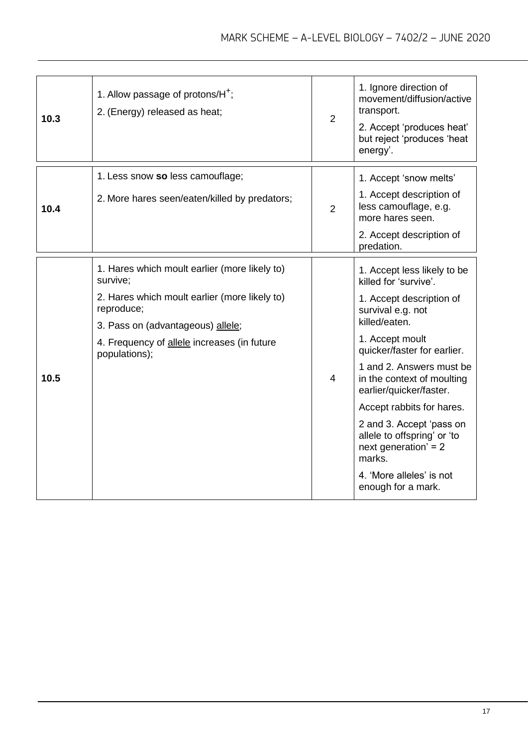| | | | |
|---|---|---|---|
| **10.3** | 1. Allow passage of protons/$H^+$;<br>2. (Energy) released as heat; | 2 | 1. Ignore direction of movement/diffusion/active transport.<br>2. Accept 'produces heat' but reject 'produces 'heat energy'. |
| **10.4** | 1. Less snow **so** less camouflage;<br>2. More hares seen/eaten/killed by predators; | 2 | 1. Accept 'snow melts'<br>1. Accept description of less camouflage, e.g. more hares seen.<br>2. Accept description of predation. |
| **10.5** | 1. Hares which moult earlier (more likely to) survive;<br>2. Hares which moult earlier (more likely to) reproduce;<br>3. Pass on (advantageous) allele;<br>4. Frequency of allele increases (in future populations); | 4 | 1. Accept less likely to be killed for 'survive'.<br>1. Accept description of survival e.g. not killed/eaten.<br>1. Accept moult quicker/faster for earlier.<br>1 and 2. Answers must be in the context of moulting earlier/quicker/faster.<br>Accept rabbits for hares.<br>2 and 3. Accept 'pass on allele to offspring' or 'to next generation' = 2 marks.<br>4. 'More alleles' is not enough for a mark. |